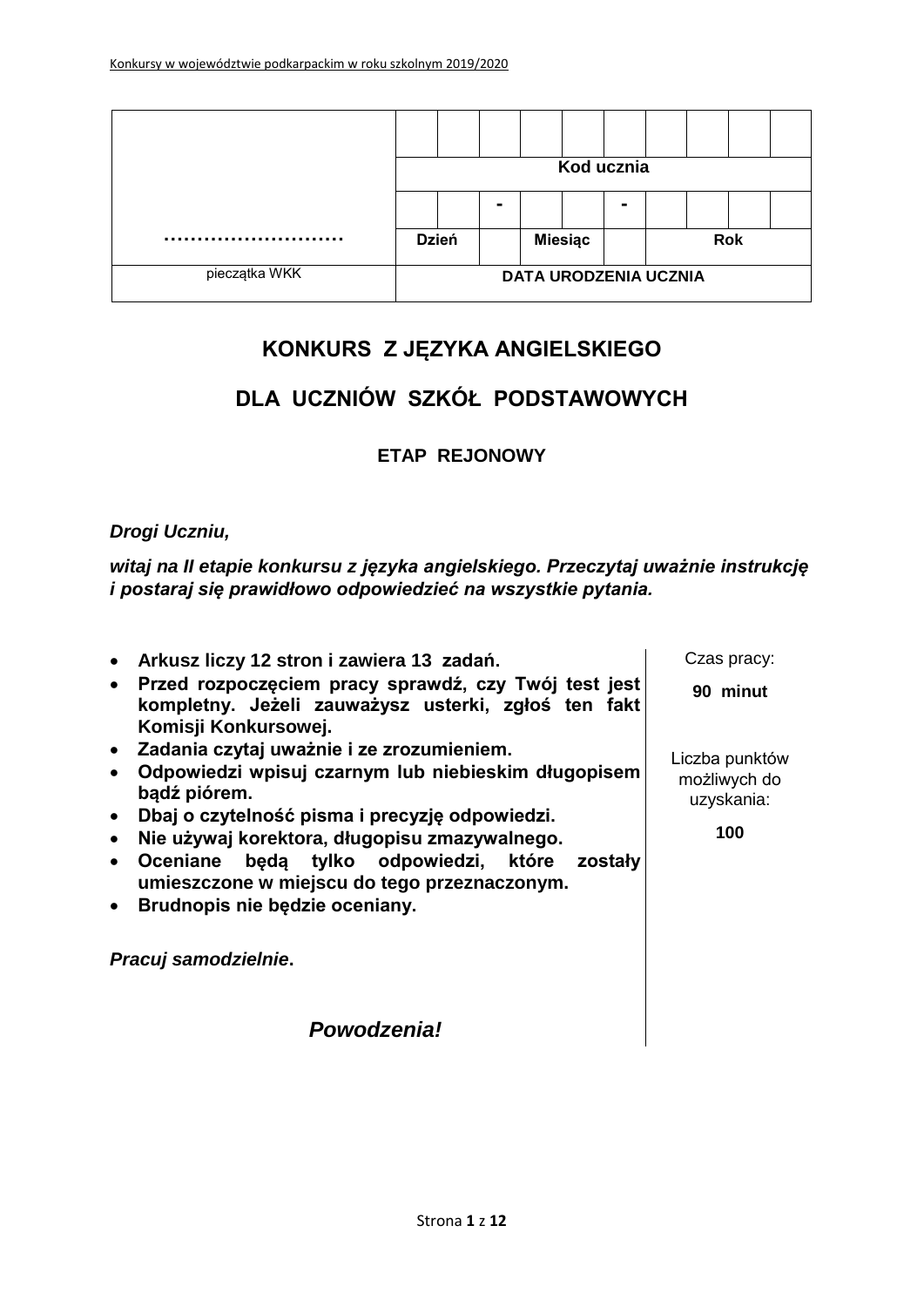| | | | | | | | | | | |
|---|---|---|---|---|---|---|---|---|---|---|
| | | | | | | | | | | |
| | Kod ucznia | | | | | | | | | |
| | | | - | | | - | | | | |
| ……………………… | Dzień | | | Miesiąc | | | Rok | | | |
| pieczątka WKK | DATA URODZENIA UCZNIA | | | | | | | | | |

# KONKURS Z JĘZYKA ANGIELSKIEGO

# DLA UCZNIÓW SZKÓŁ PODSTAWOWYCH

## ETAP REJONOWY

***Drogi Uczniu,***

***witaj na II etapie konkursu z języka angielskiego. Przeczytaj uważnie instrukcję i postaraj się prawidłowo odpowiedzieć na wszystkie pytania.***

- **Arkusz liczy 12 stron i zawiera 13 zadań.**
- **Przed rozpoczęciem pracy sprawdź, czy Twój test jest kompletny. Jeżeli zauważysz usterki, zgłoś ten fakt Komisji Konkursowej.**
- **Zadania czytaj uważnie i ze zrozumieniem.**
- **Odpowiedzi wpisuj czarnym lub niebieskim długopisem bądź piórem.**
- **Dbaj o czytelność pisma i precyzję odpowiedzi.**
- **Nie używaj korektora, długopisu zmazywalnego.**
- **Oceniane będą tylko odpowiedzi, które zostały umieszczone w miejscu do tego przeznaczonym.**
- **Brudnopis nie będzie oceniany.**

***Pracuj samodzielnie*.**

***Powodzenia!***

Czas pracy:

**90 minut**

Liczba punktów możliwych do uzyskania:

**100**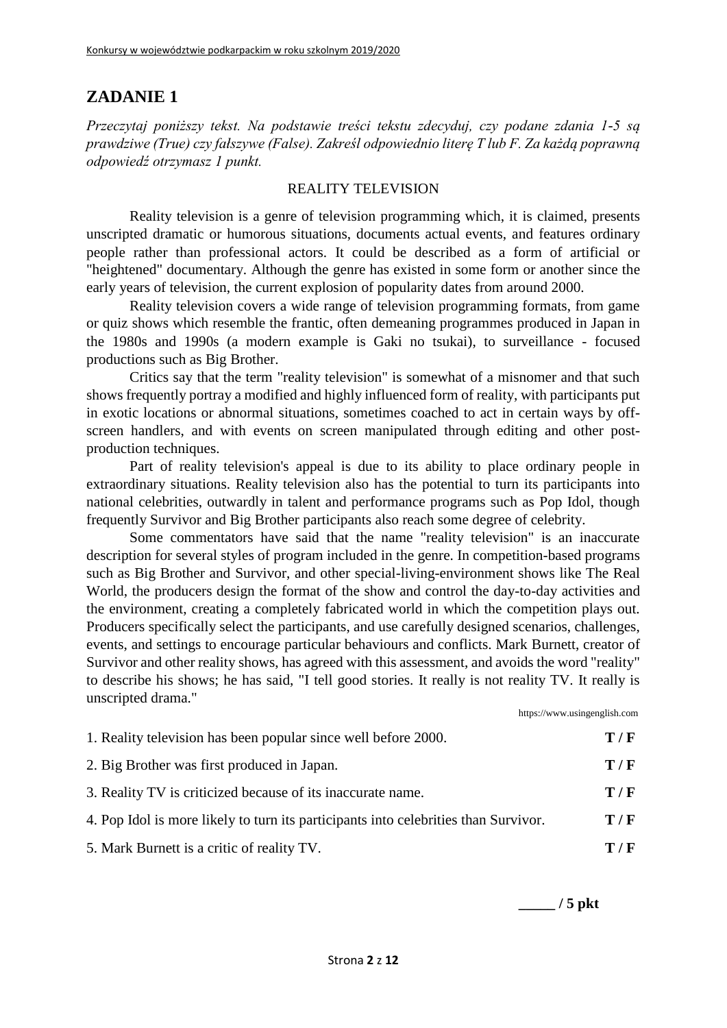## ZADANIE 1

*Przeczytaj poniższy tekst. Na podstawie treści tekstu zdecyduj, czy podane zdania 1-5 są prawdziwe (True) czy fałszywe (False). Zakreśl odpowiednio literę T lub F. Za każdą poprawną odpowiedź otrzymasz 1 punkt.*

REALITY TELEVISION

Reality television is a genre of television programming which, it is claimed, presents unscripted dramatic or humorous situations, documents actual events, and features ordinary people rather than professional actors. It could be described as a form of artificial or "heightened" documentary. Although the genre has existed in some form or another since the early years of television, the current explosion of popularity dates from around 2000.

Reality television covers a wide range of television programming formats, from game or quiz shows which resemble the frantic, often demeaning programmes produced in Japan in the 1980s and 1990s (a modern example is Gaki no tsukai), to surveillance - focused productions such as Big Brother.

Critics say that the term "reality television" is somewhat of a misnomer and that such shows frequently portray a modified and highly influenced form of reality, with participants put in exotic locations or abnormal situations, sometimes coached to act in certain ways by off-screen handlers, and with events on screen manipulated through editing and other post-production techniques.

Part of reality television's appeal is due to its ability to place ordinary people in extraordinary situations. Reality television also has the potential to turn its participants into national celebrities, outwardly in talent and performance programs such as Pop Idol, though frequently Survivor and Big Brother participants also reach some degree of celebrity.

Some commentators have said that the name "reality television" is an inaccurate description for several styles of program included in the genre. In competition-based programs such as Big Brother and Survivor, and other special-living-environment shows like The Real World, the producers design the format of the show and control the day-to-day activities and the environment, creating a completely fabricated world in which the competition plays out. Producers specifically select the participants, and use carefully designed scenarios, challenges, events, and settings to encourage particular behaviours and conflicts. Mark Burnett, creator of Survivor and other reality shows, has agreed with this assessment, and avoids the word "reality" to describe his shows; he has said, "I tell good stories. It really is not reality TV. It really is unscripted drama."

https://www.usingenglish.com

1. Reality television has been popular since well before 2000. **T / F**

2. Big Brother was first produced in Japan. **T / F**

3. Reality TV is criticized because of its inaccurate name. **T / F**

4. Pop Idol is more likely to turn its participants into celebrities than Survivor. **T / F**

5. Mark Burnett is a critic of reality TV. **T / F**

**_____ / 5 pkt**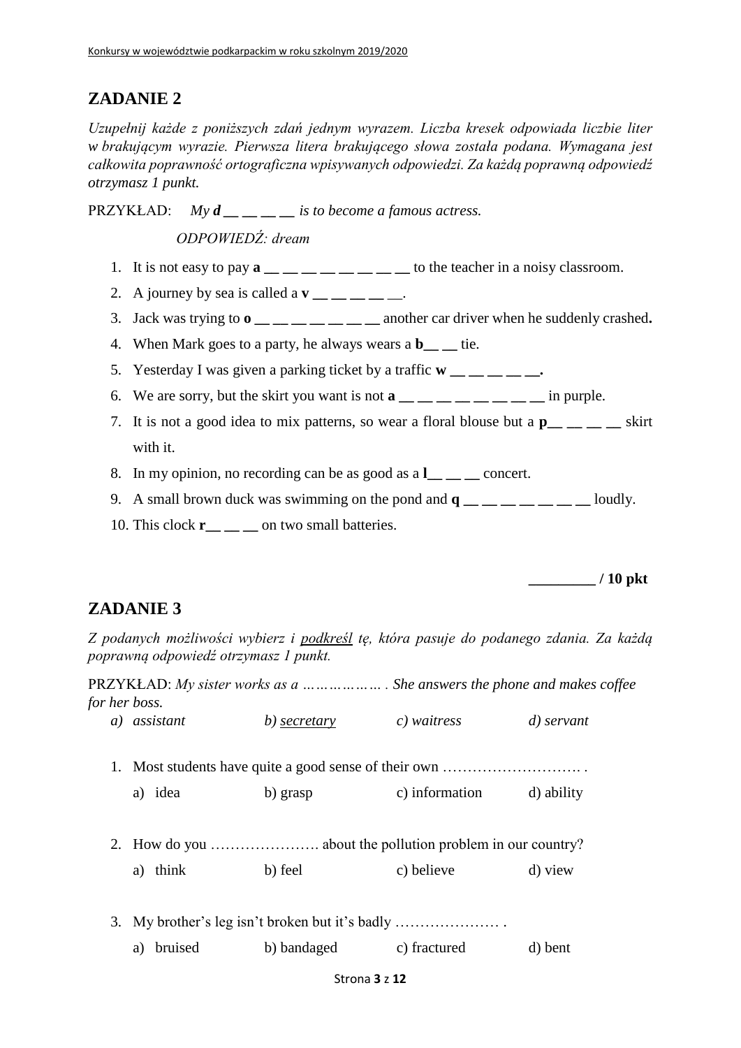## ZADANIE 2

*Uzupełnij każde z poniższych zdań jednym wyrazem. Liczba kresek odpowiada liczbie liter w brakującym wyrazie. Pierwsza litera brakującego słowa została podana. Wymagana jest całkowita poprawność ortograficzna wpisywanych odpowiedzi. Za każdą poprawną odpowiedź otrzymasz 1 punkt.*

PRZYKŁAD: *My **d** __ __ __ __ is to become a famous actress.*

*ODPOWIEDŹ: dream*

1. It is not easy to pay **a** __ __ __ __ __ __ __ __ to the teacher in a noisy classroom.
2. A journey by sea is called a **v** __ __ __ __ __.
3. Jack was trying to **o** __ __ __ __ __ __ __ another car driver when he suddenly crashed**.**
4. When Mark goes to a party, he always wears a **b**__ __ tie.
5. Yesterday I was given a parking ticket by a traffic **w** __ __ __ __ __**.**
6. We are sorry, but the skirt you want is not **a** __ __ __ __ __ __ __ __ in purple.
7. It is not a good idea to mix patterns, so wear a floral blouse but a **p**__ __ __ __ skirt with it.
8. In my opinion, no recording can be as good as a **l**__ __ __ concert.
9. A small brown duck was swimming on the pond and **q** __ __ __ __ __ __ __ loudly.
10. This clock **r**__ __ __ on two small batteries.

**_________ / 10 pkt**

## ZADANIE 3

*Z podanych możliwości wybierz i podkreśl tę, która pasuje do podanego zdania. Za każdą poprawną odpowiedź otrzymasz 1 punkt.*

PRZYKŁAD: *My sister works as a ……………… . She answers the phone and makes coffee for her boss.*

*a) assistant  b) secretary  c) waitress  d) servant*

1. Most students have quite a good sense of their own ………………………. .

   a) idea  b) grasp  c) information  d) ability

2. How do you …………………. about the pollution problem in our country?

   a) think  b) feel  c) believe  d) view

3. My brother's leg isn't broken but it's badly ………………… .

   a) bruised  b) bandaged  c) fractured  d) bent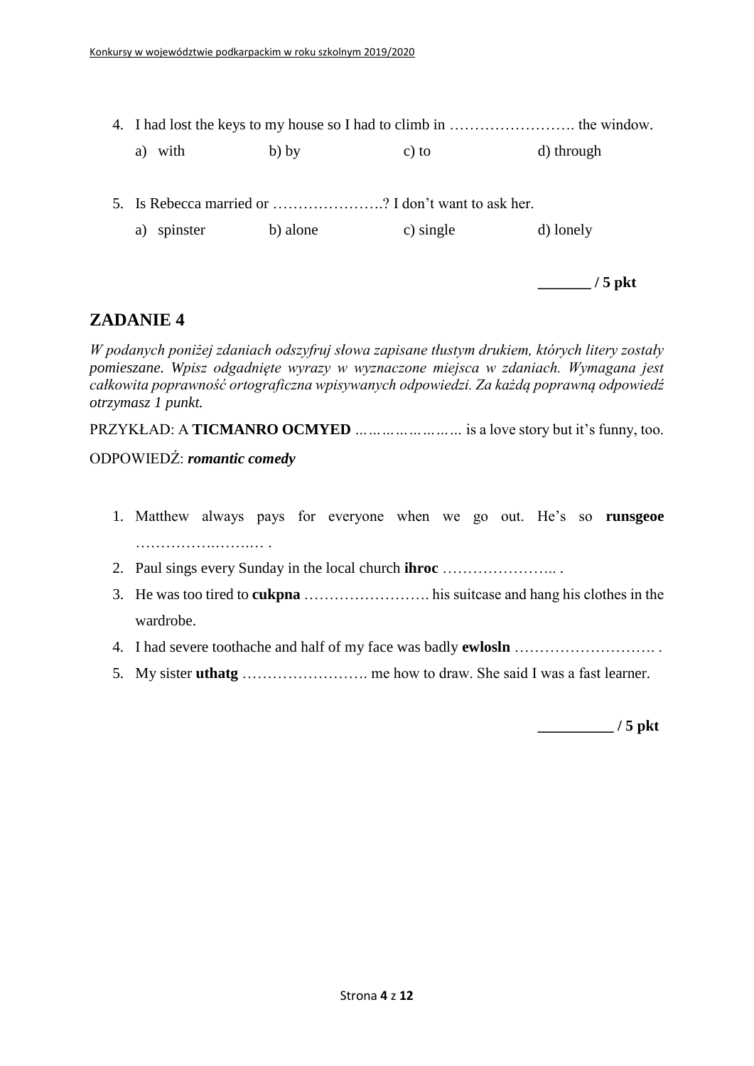4. I had lost the keys to my house so I had to climb in ……………………. the window.

    a) with  b) by  c) to  d) through

5. Is Rebecca married or ………………….? I don't want to ask her.

    a) spinster  b) alone  c) single  d) lonely

**_______ / 5 pkt**

## ZADANIE 4

*W podanych poniżej zdaniach odszyfruj słowa zapisane tłustym drukiem, których litery zostały pomieszane. Wpisz odgadnięte wyrazy w wyznaczone miejsca w zdaniach. Wymagana jest całkowita poprawność ortograficzna wpisywanych odpowiedzi. Za każdą poprawną odpowiedź otrzymasz 1 punkt.*

PRZYKŁAD: A **TICMANRO OCMYED** ………………… is a love story but it's funny, too.

ODPOWIEDŹ: ***romantic comedy***

1. Matthew always pays for everyone when we go out. He's so **runsgeoe** ………………….….… .
2. Paul sings every Sunday in the local church **ihroc** ………………….. .
3. He was too tired to **cukpna** ……………………. his suitcase and hang his clothes in the wardrobe.
4. I had severe toothache and half of my face was badly **ewlosln** ………………………. .
5. My sister **uthatg** ……………………. me how to draw. She said I was a fast learner.

**_________ / 5 pkt**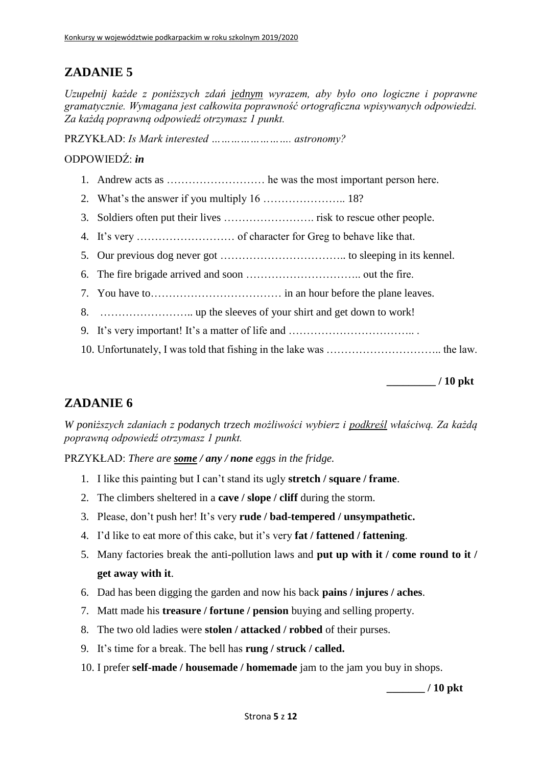## ZADANIE 5

*Uzupełnij każde z poniższych zdań jednym wyrazem, aby było ono logiczne i poprawne gramatycznie. Wymagana jest całkowita poprawność ortograficzna wpisywanych odpowiedzi. Za każdą poprawną odpowiedź otrzymasz 1 punkt.*

PRZYKŁAD: *Is Mark interested ……………………. astronomy?*

ODPOWIEDŹ: ***in***

1. Andrew acts as ……………………… he was the most important person here.
2. What's the answer if you multiply 16 ………………….. 18?
3. Soldiers often put their lives ……………………. risk to rescue other people.
4. It's very ……………………… of character for Greg to behave like that.
5. Our previous dog never got …………………………….. to sleeping in its kennel.
6. The fire brigade arrived and soon ………………………….. out the fire.
7. You have to……………………………… in an hour before the plane leaves.
8. …………………….. up the sleeves of your shirt and get down to work!
9. It's very important! It's a matter of life and …………………………….. .
10. Unfortunately, I was told that fishing in the lake was ………………………….. the law.

**_________ / 10 pkt**

## ZADANIE 6

*W poniższych zdaniach z podanych trzech możliwości wybierz i podkreśl właściwą. Za każdą poprawną odpowiedź otrzymasz 1 punkt.*

PRZYKŁAD: *There are **some** / **any** / **none** eggs in the fridge.*

1. I like this painting but I can't stand its ugly **stretch / square / frame**.
2. The climbers sheltered in a **cave / slope / cliff** during the storm.
3. Please, don't push her! It's very **rude / bad-tempered / unsympathetic.**
4. I'd like to eat more of this cake, but it's very **fat / fattened / fattening**.
5. Many factories break the anti-pollution laws and **put up with it / come round to it / get away with it**.
6. Dad has been digging the garden and now his back **pains / injures / aches**.
7. Matt made his **treasure / fortune / pension** buying and selling property.
8. The two old ladies were **stolen / attacked / robbed** of their purses.
9. It's time for a break. The bell has **rung / struck / called.**
10. I prefer **self-made / housemade / homemade** jam to the jam you buy in shops.

**_______ / 10 pkt**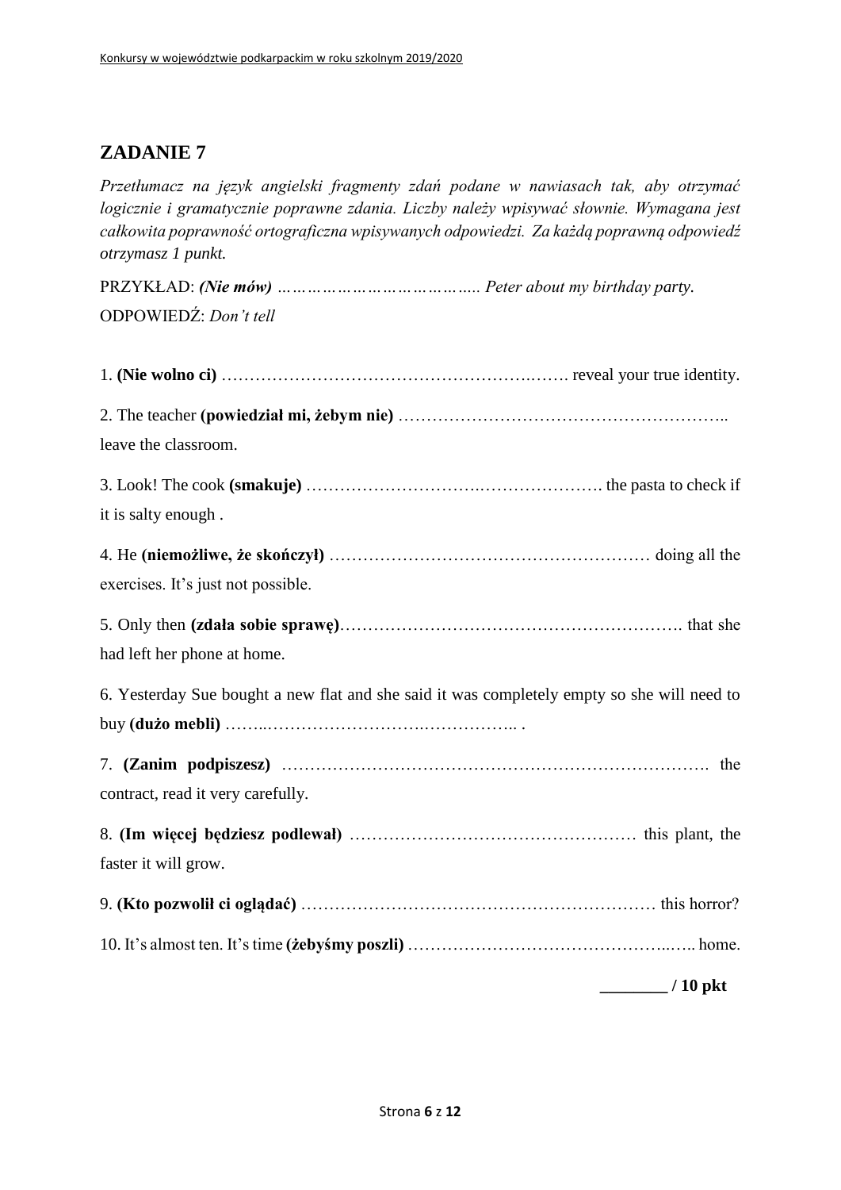## ZADANIE 7

*Przetłumacz na język angielski fragmenty zdań podane w nawiasach tak, aby otrzymać logicznie i gramatycznie poprawne zdania. Liczby należy wpisywać słownie. Wymagana jest całkowita poprawność ortograficzna wpisywanych odpowiedzi. Za każdą poprawną odpowiedź otrzymasz 1 punkt.*

PRZYKŁAD: ***(Nie mów)*** *………………………………….. Peter about my birthday party.*

ODPOWIEDŹ: *Don't tell*

1. **(Nie wolno ci)** …………………………………………….……. reveal your true identity.

2. The teacher **(powiedział mi, żebym nie)** ………………………………………………….. leave the classroom.

3. Look! The cook **(smakuje)** ………………………….…………………. the pasta to check if it is salty enough .

4. He **(niemożliwe, że skończył)** ………………………………………………… doing all the exercises. It's just not possible.

5. Only then **(zdała sobie sprawę)**……………….……………………………………. that she had left her phone at home.

6. Yesterday Sue bought a new flat and she said it was completely empty so she will need to buy **(dużo mebli)** ……..……………………….…………….. .

7. **(Zanim podpiszesz)** ………………………………………………………………. the contract, read it very carefully.

8. **(Im więcej będziesz podlewał)** …………………………………………… this plant, the faster it will grow.

9. **(Kto pozwolił ci oglądać)** ……………………………………………………… this horror?

10. It's almost ten. It's time **(żebyśmy poszli)** ……………………………………..….. home.

**________ / 10 pkt**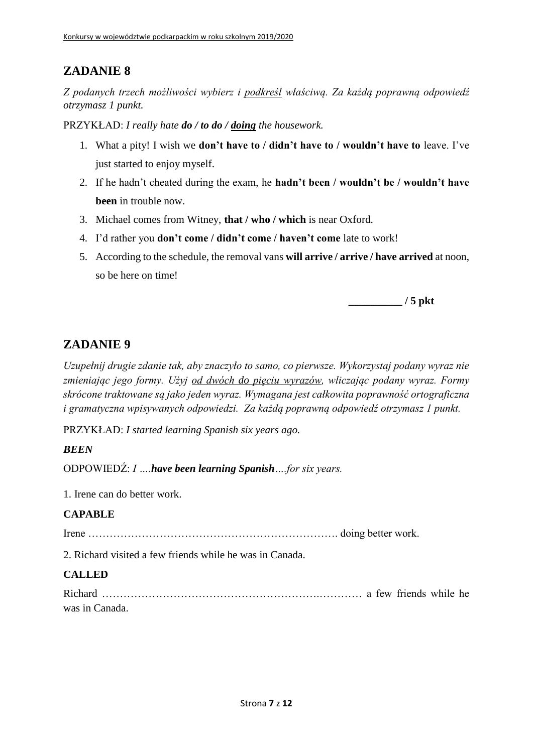## ZADANIE 8

*Z podanych trzech możliwości wybierz i <u>podkreśl</u> właściwą. Za każdą poprawną odpowiedź otrzymasz 1 punkt.*

PRZYKŁAD: *I really hate **do / to do / <u>doing</u>** the housework.*

1. What a pity! I wish we **don't have to / didn't have to / wouldn't have to** leave. I've just started to enjoy myself.
2. If he hadn't cheated during the exam, he **hadn't been / wouldn't be / wouldn't have been** in trouble now.
3. Michael comes from Witney, **that / who / which** is near Oxford.
4. I'd rather you **don't come / didn't come / haven't come** late to work!
5. According to the schedule, the removal vans **will arrive / arrive / have arrived** at noon, so be here on time!

**__________ / 5 pkt**

## ZADANIE 9

*Uzupełnij drugie zdanie tak, aby znaczyło to samo, co pierwsze. Wykorzystaj podany wyraz nie zmieniając jego formy. Użyj <u>od dwóch do pięciu wyrazów</u>, wliczając podany wyraz. Formy skrócone traktowane są jako jeden wyraz. Wymagana jest całkowita poprawność ortograficzna i gramatyczna wpisywanych odpowiedzi. Za każdą poprawną odpowiedź otrzymasz 1 punkt.*

PRZYKŁAD: *I started learning Spanish six years ago.*

***BEEN***

ODPOWIEDŹ: *I ….**have been learning Spanish**….for six years.*

1. Irene can do better work.

**CAPABLE**

Irene ………………………………………………………………. doing better work.

2. Richard visited a few friends while he was in Canada.

**CALLED**

Richard ………………………………………………….………… a few friends while he was in Canada.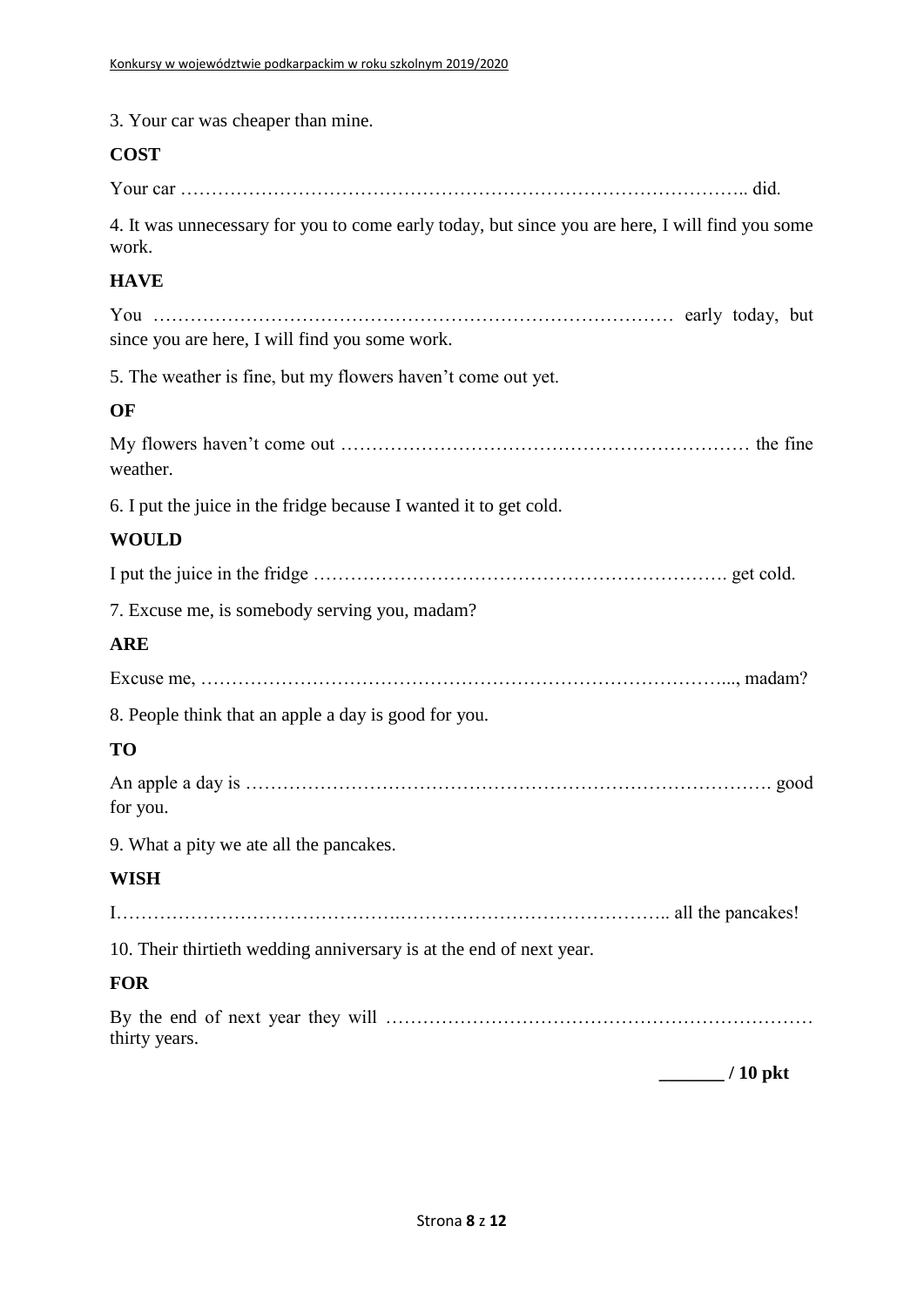3. Your car was cheaper than mine.

**COST**

Your car ……………………………………………………………………………….. did.

4. It was unnecessary for you to come early today, but since you are here, I will find you some work.

**HAVE**

You ………………………………………………………………………… early today, but since you are here, I will find you some work.

5. The weather is fine, but my flowers haven't come out yet.

**OF**

My flowers haven't come out ………………………………………………………… the fine weather.

6. I put the juice in the fridge because I wanted it to get cold.

**WOULD**

I put the juice in the fridge …………………………………………………………. get cold.

7. Excuse me, is somebody serving you, madam?

**ARE**

Excuse me, ……………………………………………………………………………..., madam?

8. People think that an apple a day is good for you.

**TO**

An apple a day is …………………………………………………………………………. good for you.

9. What a pity we ate all the pancakes.

**WISH**

I……………………………………….…………………………………….. all the pancakes!

10. Their thirtieth wedding anniversary is at the end of next year.

**FOR**

By the end of next year they will …………………………………………………………… thirty years.

**_______ / 10 pkt**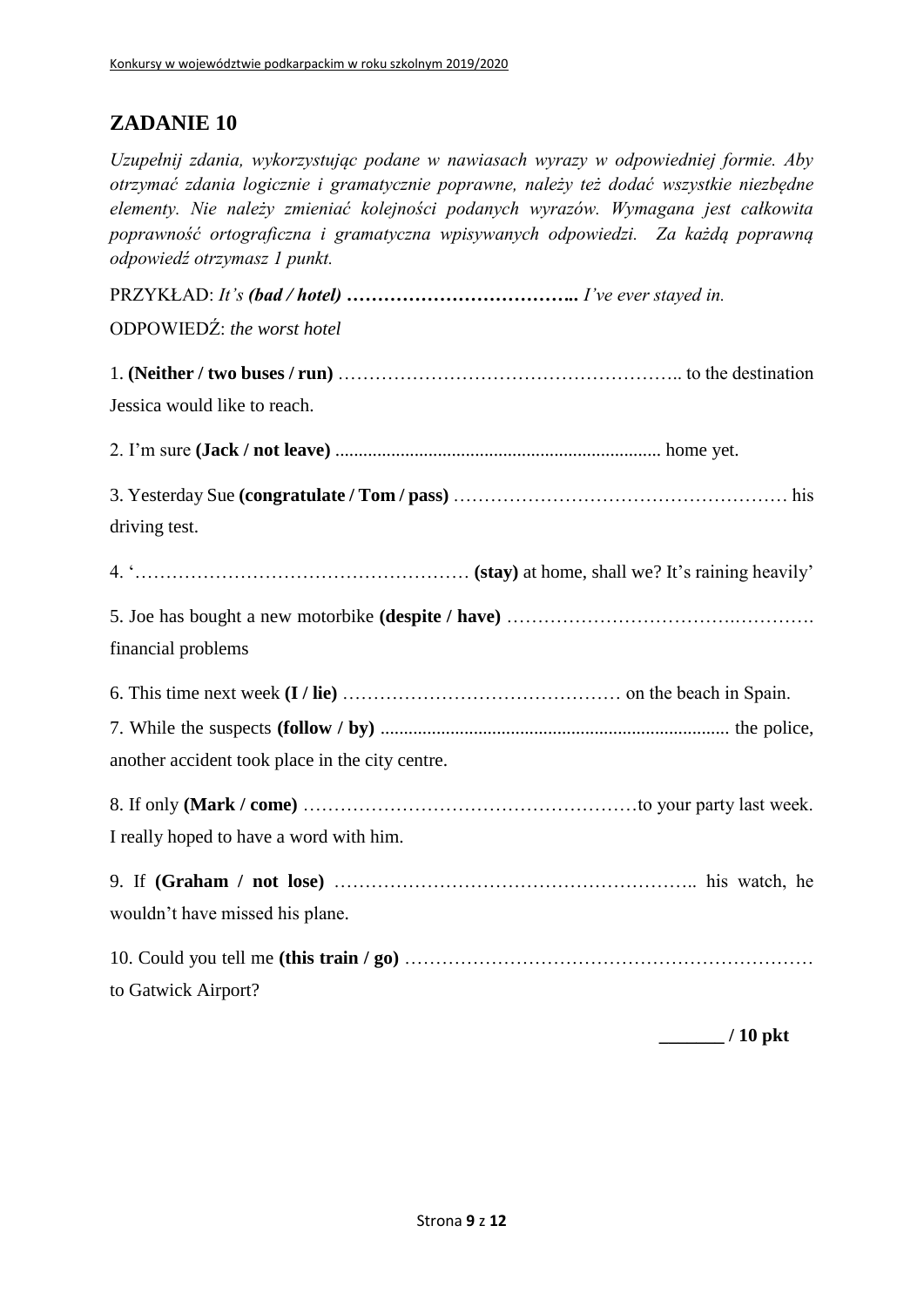## ZADANIE 10

*Uzupełnij zdania, wykorzystując podane w nawiasach wyrazy w odpowiedniej formie. Aby otrzymać zdania logicznie i gramatycznie poprawne, należy też dodać wszystkie niezbędne elementy. Nie należy zmieniać kolejności podanych wyrazów. Wymagana jest całkowita poprawność ortograficzna i gramatyczna wpisywanych odpowiedzi. Za każdą poprawną odpowiedź otrzymasz 1 punkt.*

PRZYKŁAD: *It's* ***(bad / hotel)*** **……………………………..** *I've ever stayed in.*

ODPOWIEDŹ: *the worst hotel*

1. **(Neither / two buses / run)** ……………………………………………….. to the destination Jessica would like to reach.

2. I'm sure **(Jack / not leave)** ...................................................................... home yet.

3. Yesterday Sue **(congratulate / Tom / pass)** ……………………………………………… his driving test.

4. '……………………………………………… **(stay)** at home, shall we? It's raining heavily'

5. Joe has bought a new motorbike **(despite / have)** …………………………….…………. financial problems

6. This time next week **(I / lie)** ……………………………………… on the beach in Spain.

7. While the suspects **(follow / by)** ........................................................................... the police, another accident took place in the city centre.

8. If only **(Mark / come)** ………………………………………………to your party last week. I really hoped to have a word with him.

9. If **(Graham / not lose)** ………………………………………………….. his watch, he wouldn't have missed his plane.

10. Could you tell me **(this train / go)** ………………………………………………………… to Gatwick Airport?

**_______ / 10 pkt**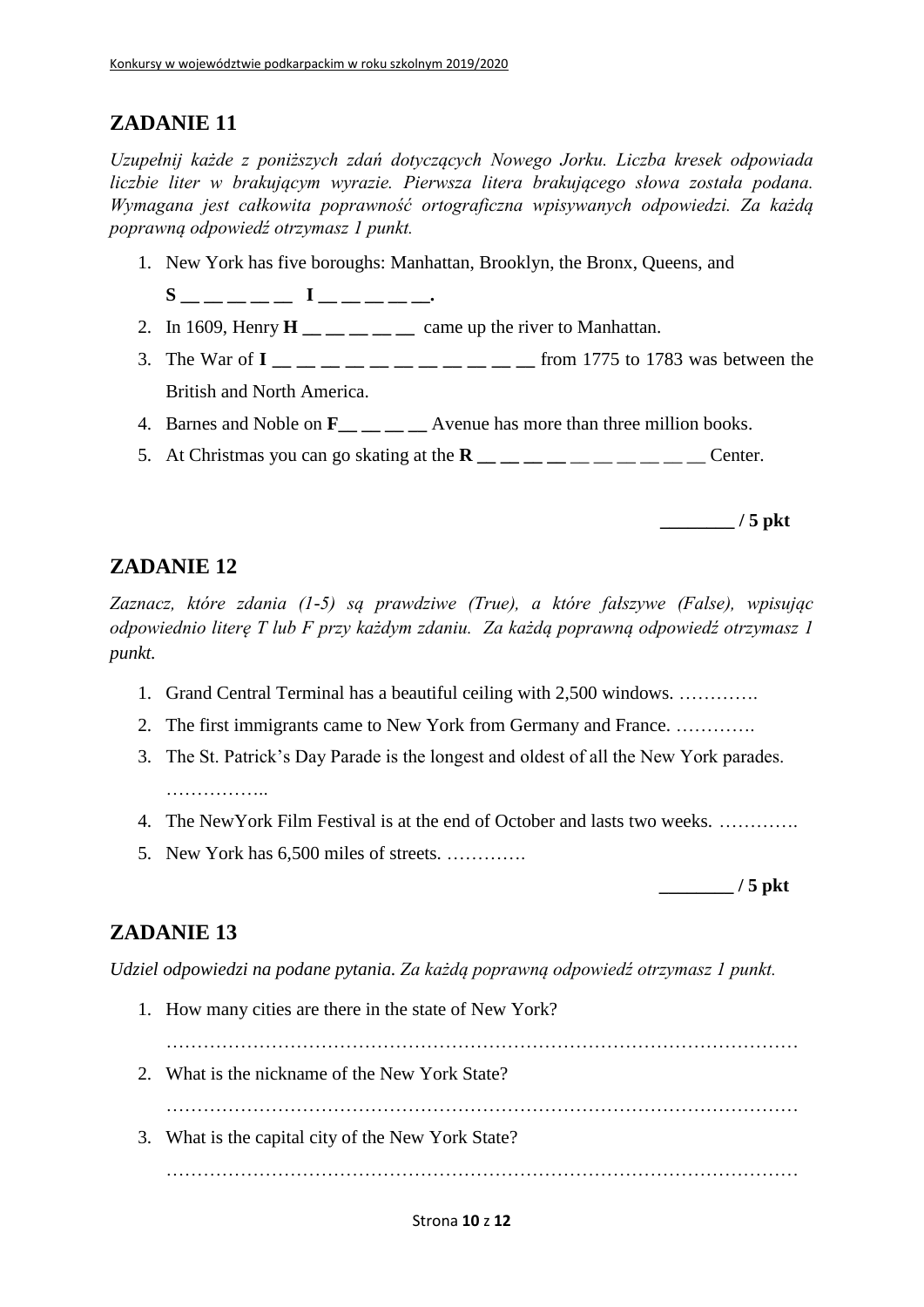## ZADANIE 11

*Uzupełnij każde z poniższych zdań dotyczących Nowego Jorku. Liczba kresek odpowiada liczbie liter w brakującym wyrazie. Pierwsza litera brakującego słowa została podana. Wymagana jest całkowita poprawność ortograficzna wpisywanych odpowiedzi. Za każdą poprawną odpowiedź otrzymasz 1 punkt.*

1. New York has five boroughs: Manhattan, Brooklyn, the Bronx, Queens, and **S** __ __ __ __ __ **I** __ __ __ __ __.
2. In 1609, Henry **H** __ __ __ __ __ came up the river to Manhattan.
3. The War of **I** __ __ __ __ __ __ __ __ __ __ __ from 1775 to 1783 was between the British and North America.
4. Barnes and Noble on **F** __ __ __ __ Avenue has more than three million books.
5. At Christmas you can go skating at the **R** __ __ __ __ __ __ __ __ __ __ Center.

**________ / 5 pkt**

## ZADANIE 12

*Zaznacz, które zdania (1-5) są prawdziwe (True), a które fałszywe (False), wpisując odpowiednio literę T lub F przy każdym zdaniu. Za każdą poprawną odpowiedź otrzymasz 1 punkt.*

1. Grand Central Terminal has a beautiful ceiling with 2,500 windows. ………….
2. The first immigrants came to New York from Germany and France. ………….
3. The St. Patrick's Day Parade is the longest and oldest of all the New York parades. ……………..
4. The NewYork Film Festival is at the end of October and lasts two weeks. ………….
5. New York has 6,500 miles of streets. ………….

**________ / 5 pkt**

## ZADANIE 13

*Udziel odpowiedzi na podane pytania. Za każdą poprawną odpowiedź otrzymasz 1 punkt.*

1. How many cities are there in the state of New York?

   ………………………………………………………………………………………

2. What is the nickname of the New York State?

   ………………………………………………………………………………………

3. What is the capital city of the New York State?

   ………………………………………………………………………………………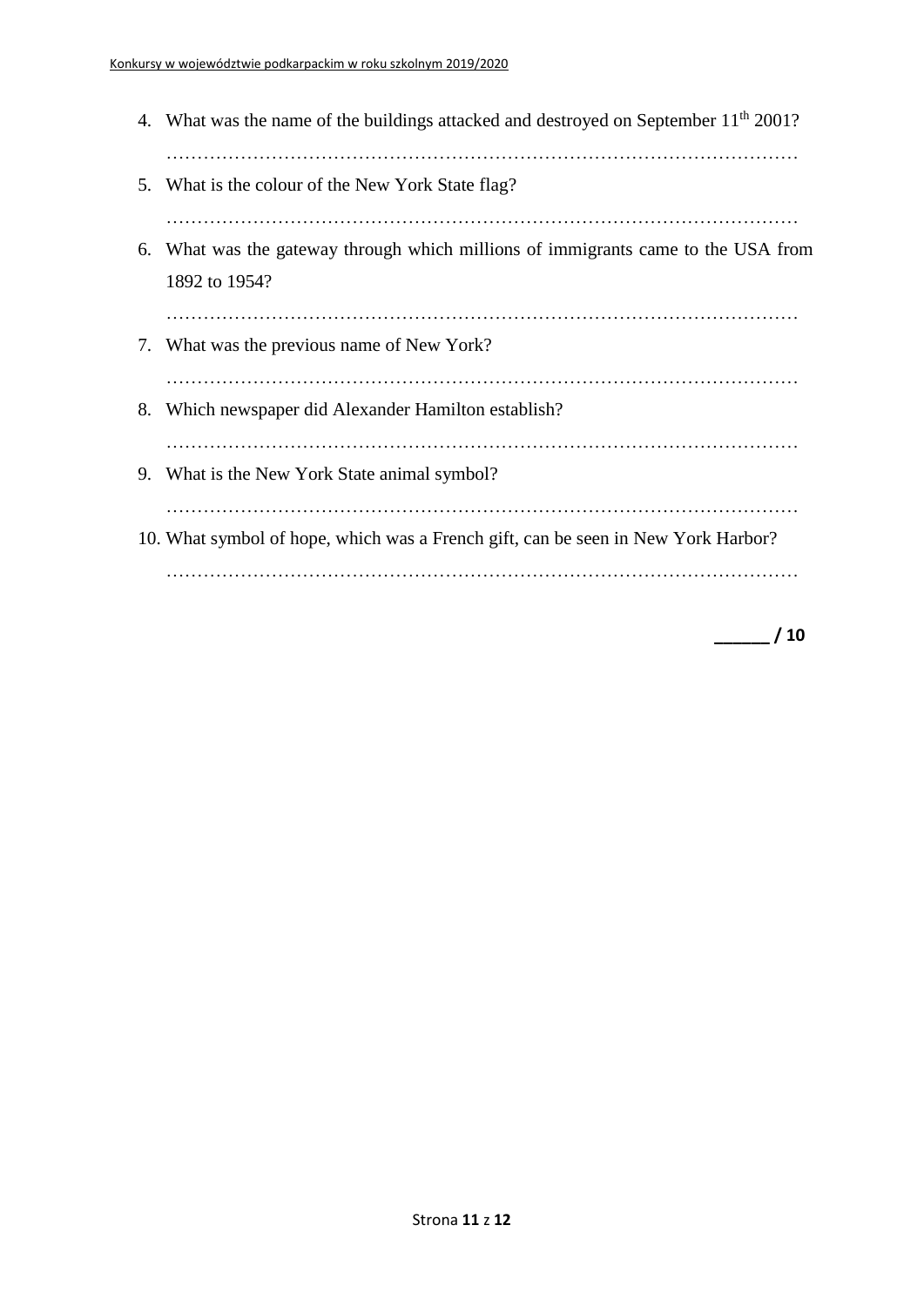4. What was the name of the buildings attacked and destroyed on September 11th 2001?

   …………………………………………………………………………………………

5. What is the colour of the New York State flag?

   …………………………………………………………………………………………

6. What was the gateway through which millions of immigrants came to the USA from 1892 to 1954?

   …………………………………………………………………………………………

7. What was the previous name of New York?

   …………………………………………………………………………………………

8. Which newspaper did Alexander Hamilton establish?

   …………………………………………………………………………………………

9. What is the New York State animal symbol?

   …………………………………………………………………………………………

10. What symbol of hope, which was a French gift, can be seen in New York Harbor?

    …………………………………………………………………………………………

**______ / 10**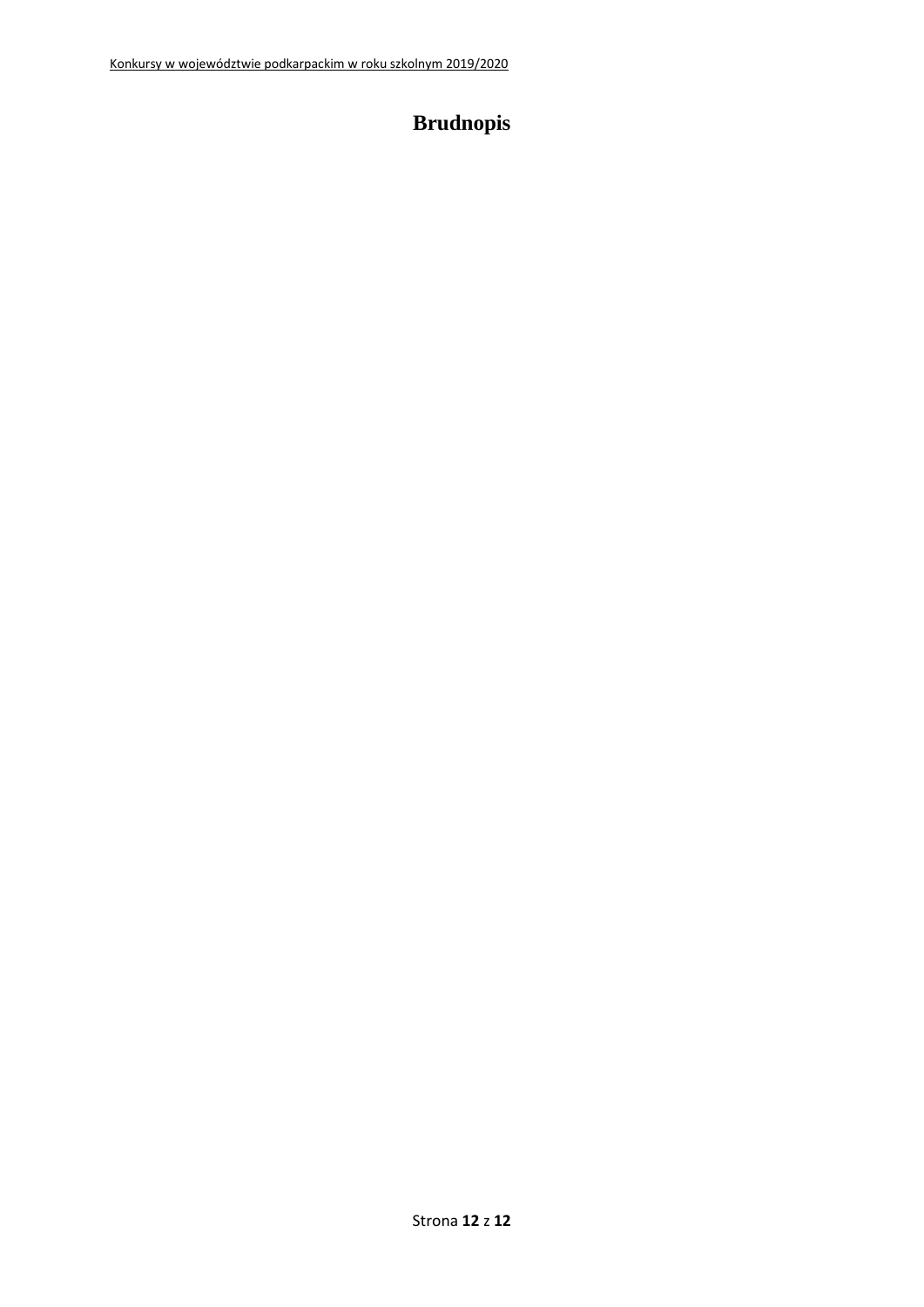# Brudnopis